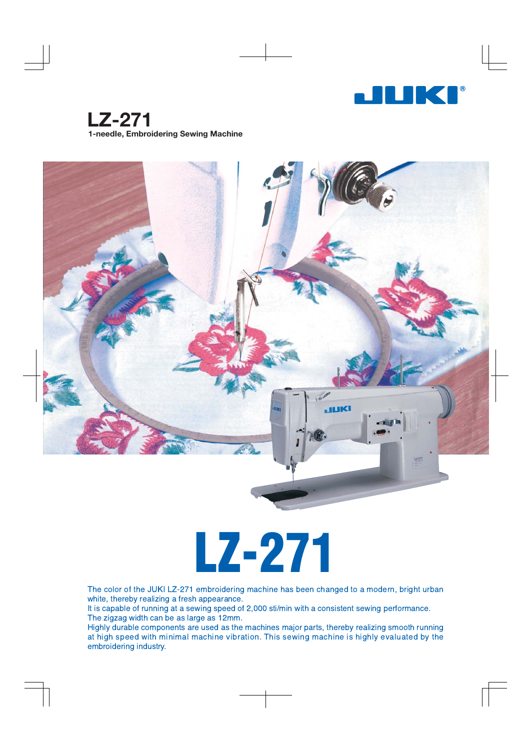JUKI

# LZ-271

**1-needle, Embroidering Sewing Machine**

# LZ-271

The color of the JUKI LZ-271 embroidering machine has been changed to a modern, bright urban white, thereby realizing a fresh appearance.
It is capable of running at a sewing speed of 2,000 sti/min with a consistent sewing performance.
The zigzag width can be as large as 12mm.
Highly durable components are used as the machines major parts, thereby realizing smooth running at high speed with minimal machine vibration. This sewing machine is highly evaluated by the embroidering industry.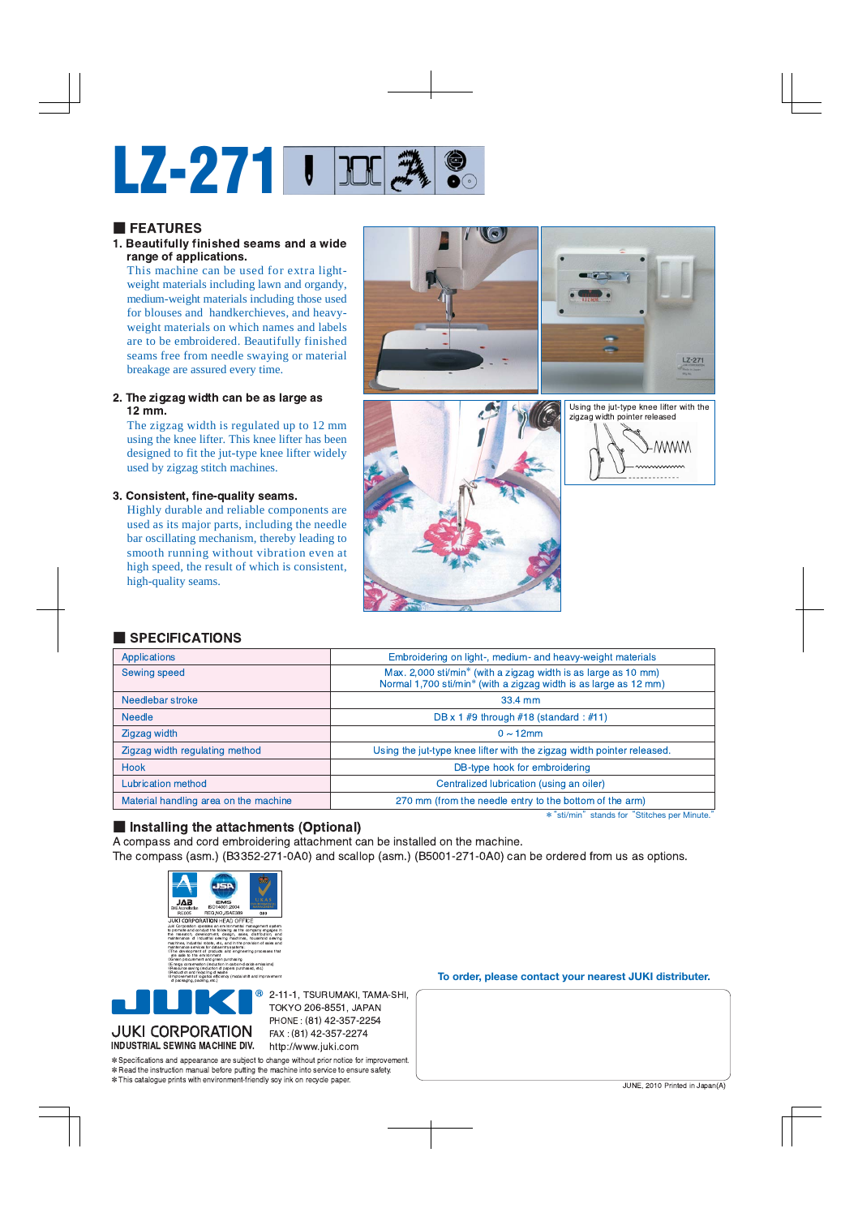# LZ-271

## FEATURES

**1. Beautifully finished seams and a wide range of applications.**

This machine can be used for extra light-weight materials including lawn and organdy, medium-weight materials including those used for blouses and handkerchieves, and heavy-weight materials on which names and labels are to be embroidered. Beautifully finished seams free from needle swaying or material breakage are assured every time.

**2. The zigzag width can be as large as 12 mm.**

The zigzag width is regulated up to 12 mm using the knee lifter. This knee lifter has been designed to fit the jut-type knee lifter widely used by zigzag stitch machines.

**3. Consistent, fine-quality seams.**

Highly durable and reliable components are used as its major parts, including the needle bar oscillating mechanism, thereby leading to smooth running without vibration even at high speed, the result of which is consistent, high-quality seams.

Using the jut-type knee lifter with the zigzag width pointer released

## SPECIFICATIONS

| | |
|---|---|
| Applications | Embroidering on light-, medium- and heavy-weight materials |
| Sewing speed | Max. 2,000 sti/min* (with a zigzag width is as large as 10 mm)<br>Normal 1,700 sti/min* (with a zigzag width is as large as 12 mm) |
| Needlebar stroke | 33.4 mm |
| Needle | DB x 1 #9 through #18 (standard : #11) |
| Zigzag width | 0 ~ 12mm |
| Zigzag width regulating method | Using the jut-type knee lifter with the zigzag width pointer released. |
| Hook | DB-type hook for embroidering |
| Lubrication method | Centralized lubrication (using an oiler) |
| Material handling area on the machine | 270 mm (from the needle entry to the bottom of the arm) |

* "sti/min" stands for "Stitches per Minute."

## Installing the attachments (Optional)

A compass and cord embroidering attachment can be installed on the machine.
The compass (asm.) (B3352-271-0A0) and scallop (asm.) (B5001-271-0A0) can be ordered from us as options.

To order, please contact your nearest JUKI distributer.

**JUKI CORPORATION**
**INDUSTRIAL SEWING MACHINE DIV.**

2-11-1, TSURUMAKI, TAMA-SHI, TOKYO 206-8551, JAPAN
PHONE : (81) 42-357-2254
FAX : (81) 42-357-2274
http://www.juki.com

* Specifications and appearance are subject to change without prior notice for improvement.
* Read the instruction manual before putting the machine into service to ensure safety.
* This catalogue prints with environment-friendly soy ink on recycle paper.

JUNE, 2010 Printed in Japan(A)